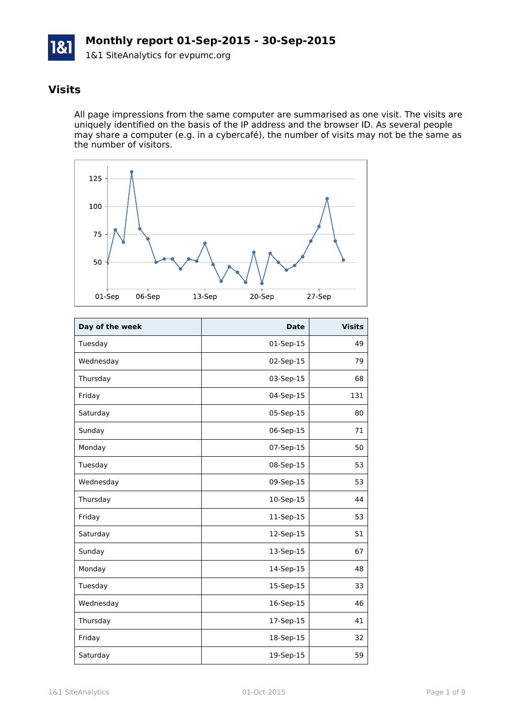# Monthly report 01-Sep-2015 - 30-Sep-2015

1&1 SiteAnalytics for evpumc.org

## Visits

All page impressions from the same computer are summarised as one visit. The visits are uniquely identified on the basis of the IP address and the browser ID. As several people may share a computer (e.g. in a cybercafé), the number of visits may not be the same as the number of visitors.

| Day of the week | Date | Visits |
|---|---:|---:|
| Tuesday | 01-Sep-15 | 49 |
| Wednesday | 02-Sep-15 | 79 |
| Thursday | 03-Sep-15 | 68 |
| Friday | 04-Sep-15 | 131 |
| Saturday | 05-Sep-15 | 80 |
| Sunday | 06-Sep-15 | 71 |
| Monday | 07-Sep-15 | 50 |
| Tuesday | 08-Sep-15 | 53 |
| Wednesday | 09-Sep-15 | 53 |
| Thursday | 10-Sep-15 | 44 |
| Friday | 11-Sep-15 | 53 |
| Saturday | 12-Sep-15 | 51 |
| Sunday | 13-Sep-15 | 67 |
| Monday | 14-Sep-15 | 48 |
| Tuesday | 15-Sep-15 | 33 |
| Wednesday | 16-Sep-15 | 46 |
| Thursday | 17-Sep-15 | 41 |
| Friday | 18-Sep-15 | 32 |
| Saturday | 19-Sep-15 | 59 |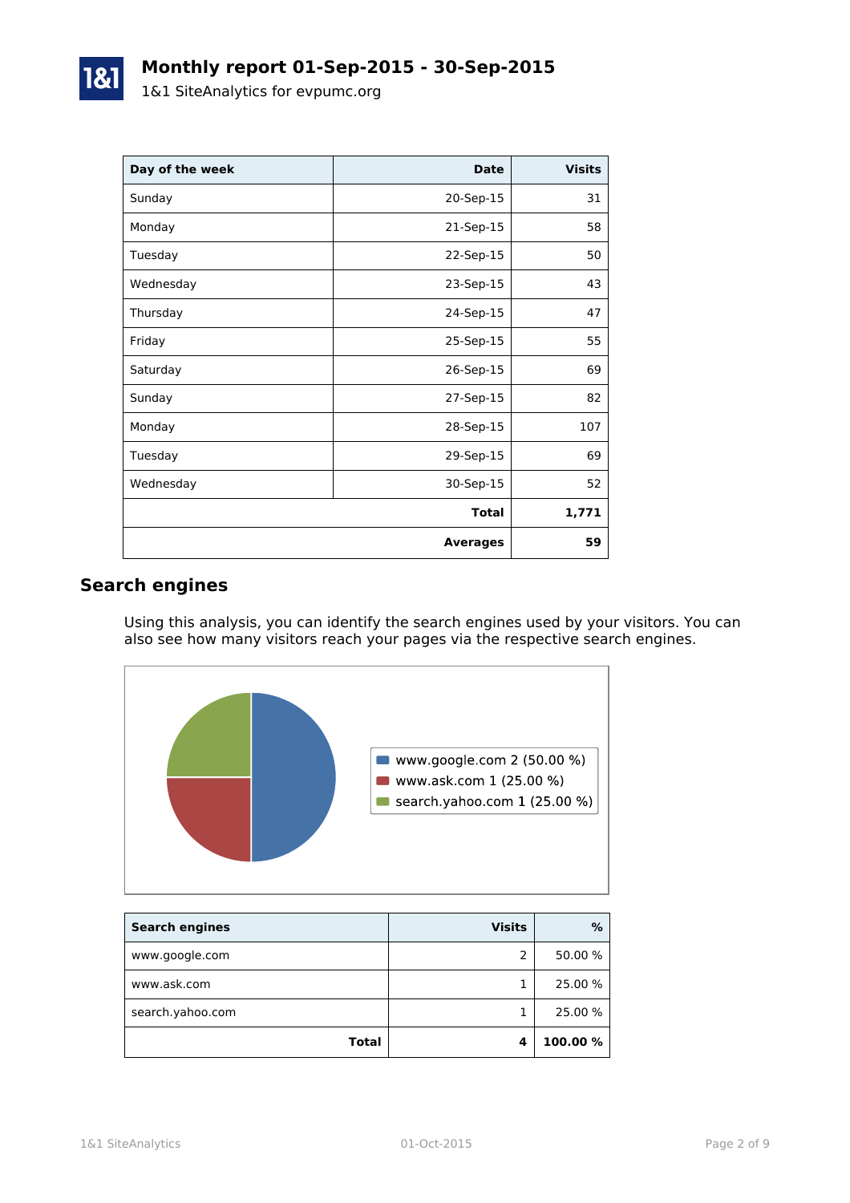# Monthly report 01-Sep-2015 - 30-Sep-2015

1&1 SiteAnalytics for evpumc.org

| Day of the week | Date | Visits |
|---|---|---|
| Sunday | 20-Sep-15 | 31 |
| Monday | 21-Sep-15 | 58 |
| Tuesday | 22-Sep-15 | 50 |
| Wednesday | 23-Sep-15 | 43 |
| Thursday | 24-Sep-15 | 47 |
| Friday | 25-Sep-15 | 55 |
| Saturday | 26-Sep-15 | 69 |
| Sunday | 27-Sep-15 | 82 |
| Monday | 28-Sep-15 | 107 |
| Tuesday | 29-Sep-15 | 69 |
| Wednesday | 30-Sep-15 | 52 |
| | **Total** | **1,771** |
| | **Averages** | **59** |

## Search engines

Using this analysis, you can identify the search engines used by your visitors. You can also see how many visitors reach your pages via the respective search engines.

- www.google.com 2 (50.00 %)
- www.ask.com 1 (25.00 %)
- search.yahoo.com 1 (25.00 %)

| Search engines | Visits | % |
|---|---|---|
| www.google.com | 2 | 50.00 % |
| www.ask.com | 1 | 25.00 % |
| search.yahoo.com | 1 | 25.00 % |
| **Total** | **4** | **100.00 %** |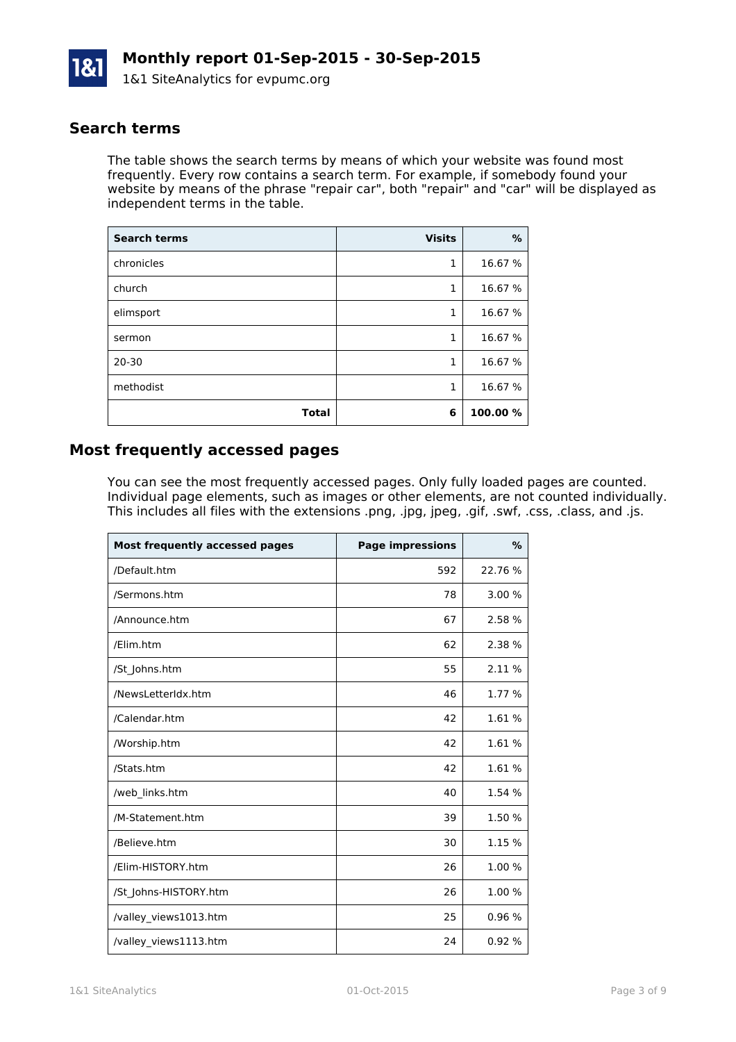# Monthly report 01-Sep-2015 - 30-Sep-2015

1&1 SiteAnalytics for evpumc.org

## Search terms

The table shows the search terms by means of which your website was found most frequently. Every row contains a search term. For example, if somebody found your website by means of the phrase "repair car", both "repair" and "car" will be displayed as independent terms in the table.

| Search terms | Visits | % |
|---|---:|---:|
| chronicles | 1 | 16.67 % |
| church | 1 | 16.67 % |
| elimsport | 1 | 16.67 % |
| sermon | 1 | 16.67 % |
| 20-30 | 1 | 16.67 % |
| methodist | 1 | 16.67 % |
| **Total** | **6** | **100.00 %** |

## Most frequently accessed pages

You can see the most frequently accessed pages. Only fully loaded pages are counted. Individual page elements, such as images or other elements, are not counted individually. This includes all files with the extensions .png, .jpg, jpeg, .gif, .swf, .css, .class, and .js.

| Most frequently accessed pages | Page impressions | % |
|---|---:|---:|
| /Default.htm | 592 | 22.76 % |
| /Sermons.htm | 78 | 3.00 % |
| /Announce.htm | 67 | 2.58 % |
| /Elim.htm | 62 | 2.38 % |
| /St_Johns.htm | 55 | 2.11 % |
| /NewsLetterIdx.htm | 46 | 1.77 % |
| /Calendar.htm | 42 | 1.61 % |
| /Worship.htm | 42 | 1.61 % |
| /Stats.htm | 42 | 1.61 % |
| /web_links.htm | 40 | 1.54 % |
| /M-Statement.htm | 39 | 1.50 % |
| /Believe.htm | 30 | 1.15 % |
| /Elim-HISTORY.htm | 26 | 1.00 % |
| /St_Johns-HISTORY.htm | 26 | 1.00 % |
| /valley_views1013.htm | 25 | 0.96 % |
| /valley_views1113.htm | 24 | 0.92 % |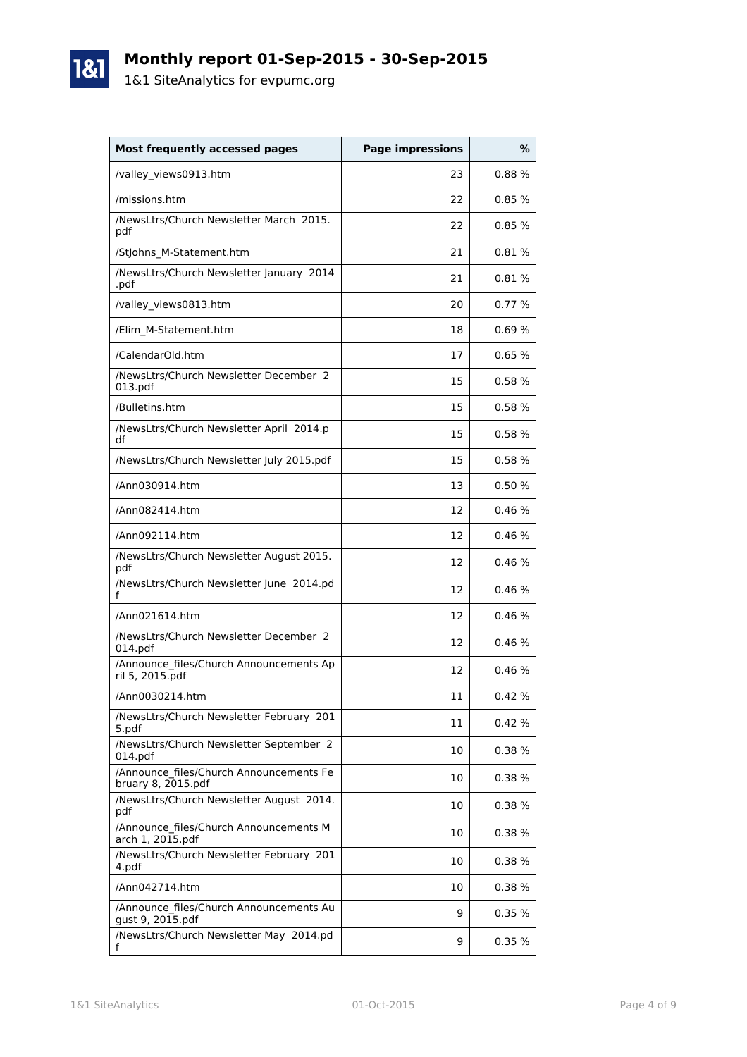# Monthly report 01-Sep-2015 - 30-Sep-2015

1&1 SiteAnalytics for evpumc.org

| Most frequently accessed pages | Page impressions | % |
| --- | ---: | ---: |
| /valley_views0913.htm | 23 | 0.88 % |
| /missions.htm | 22 | 0.85 % |
| /NewsLtrs/Church Newsletter March 2015.pdf | 22 | 0.85 % |
| /StJohns_M-Statement.htm | 21 | 0.81 % |
| /NewsLtrs/Church Newsletter January 2014 .pdf | 21 | 0.81 % |
| /valley_views0813.htm | 20 | 0.77 % |
| /Elim_M-Statement.htm | 18 | 0.69 % |
| /CalendarOld.htm | 17 | 0.65 % |
| /NewsLtrs/Church Newsletter December 2013.pdf | 15 | 0.58 % |
| /Bulletins.htm | 15 | 0.58 % |
| /NewsLtrs/Church Newsletter April 2014.pdf | 15 | 0.58 % |
| /NewsLtrs/Church Newsletter July 2015.pdf | 15 | 0.58 % |
| /Ann030914.htm | 13 | 0.50 % |
| /Ann082414.htm | 12 | 0.46 % |
| /Ann092114.htm | 12 | 0.46 % |
| /NewsLtrs/Church Newsletter August 2015.pdf | 12 | 0.46 % |
| /NewsLtrs/Church Newsletter June 2014.pdf | 12 | 0.46 % |
| /Ann021614.htm | 12 | 0.46 % |
| /NewsLtrs/Church Newsletter December 2014.pdf | 12 | 0.46 % |
| /Announce_files/Church Announcements April 5, 2015.pdf | 12 | 0.46 % |
| /Ann0030214.htm | 11 | 0.42 % |
| /NewsLtrs/Church Newsletter February 2015.pdf | 11 | 0.42 % |
| /NewsLtrs/Church Newsletter September 2014.pdf | 10 | 0.38 % |
| /Announce_files/Church Announcements February 8, 2015.pdf | 10 | 0.38 % |
| /NewsLtrs/Church Newsletter August 2014.pdf | 10 | 0.38 % |
| /Announce_files/Church Announcements March 1, 2015.pdf | 10 | 0.38 % |
| /NewsLtrs/Church Newsletter February 2014.pdf | 10 | 0.38 % |
| /Ann042714.htm | 10 | 0.38 % |
| /Announce_files/Church Announcements August 9, 2015.pdf | 9 | 0.35 % |
| /NewsLtrs/Church Newsletter May 2014.pdf | 9 | 0.35 % |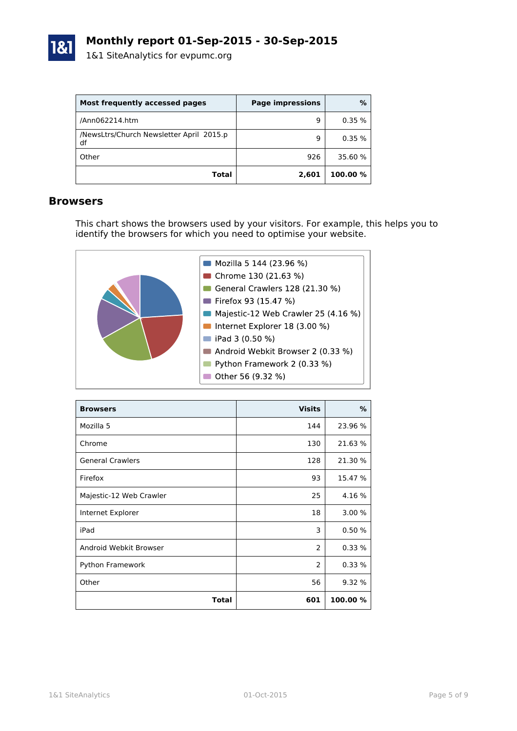# Monthly report 01-Sep-2015 - 30-Sep-2015

1&1 SiteAnalytics for evpumc.org

| Most frequently accessed pages | Page impressions | % |
|---|---|---|
| /Ann062214.htm | 9 | 0.35 % |
| /NewsLtrs/Church Newsletter April 2015.pdf | 9 | 0.35 % |
| Other | 926 | 35.60 % |
| **Total** | **2,601** | **100.00 %** |

## Browsers

This chart shows the browsers used by your visitors. For example, this helps you to identify the browsers for which you need to optimise your website.

- Mozilla 5 144 (23.96 %)
- Chrome 130 (21.63 %)
- General Crawlers 128 (21.30 %)
- Firefox 93 (15.47 %)
- Majestic-12 Web Crawler 25 (4.16 %)
- Internet Explorer 18 (3.00 %)
- iPad 3 (0.50 %)
- Android Webkit Browser 2 (0.33 %)
- Python Framework 2 (0.33 %)
- Other 56 (9.32 %)

| Browsers | Visits | % |
|---|---|---|
| Mozilla 5 | 144 | 23.96 % |
| Chrome | 130 | 21.63 % |
| General Crawlers | 128 | 21.30 % |
| Firefox | 93 | 15.47 % |
| Majestic-12 Web Crawler | 25 | 4.16 % |
| Internet Explorer | 18 | 3.00 % |
| iPad | 3 | 0.50 % |
| Android Webkit Browser | 2 | 0.33 % |
| Python Framework | 2 | 0.33 % |
| Other | 56 | 9.32 % |
| **Total** | **601** | **100.00 %** |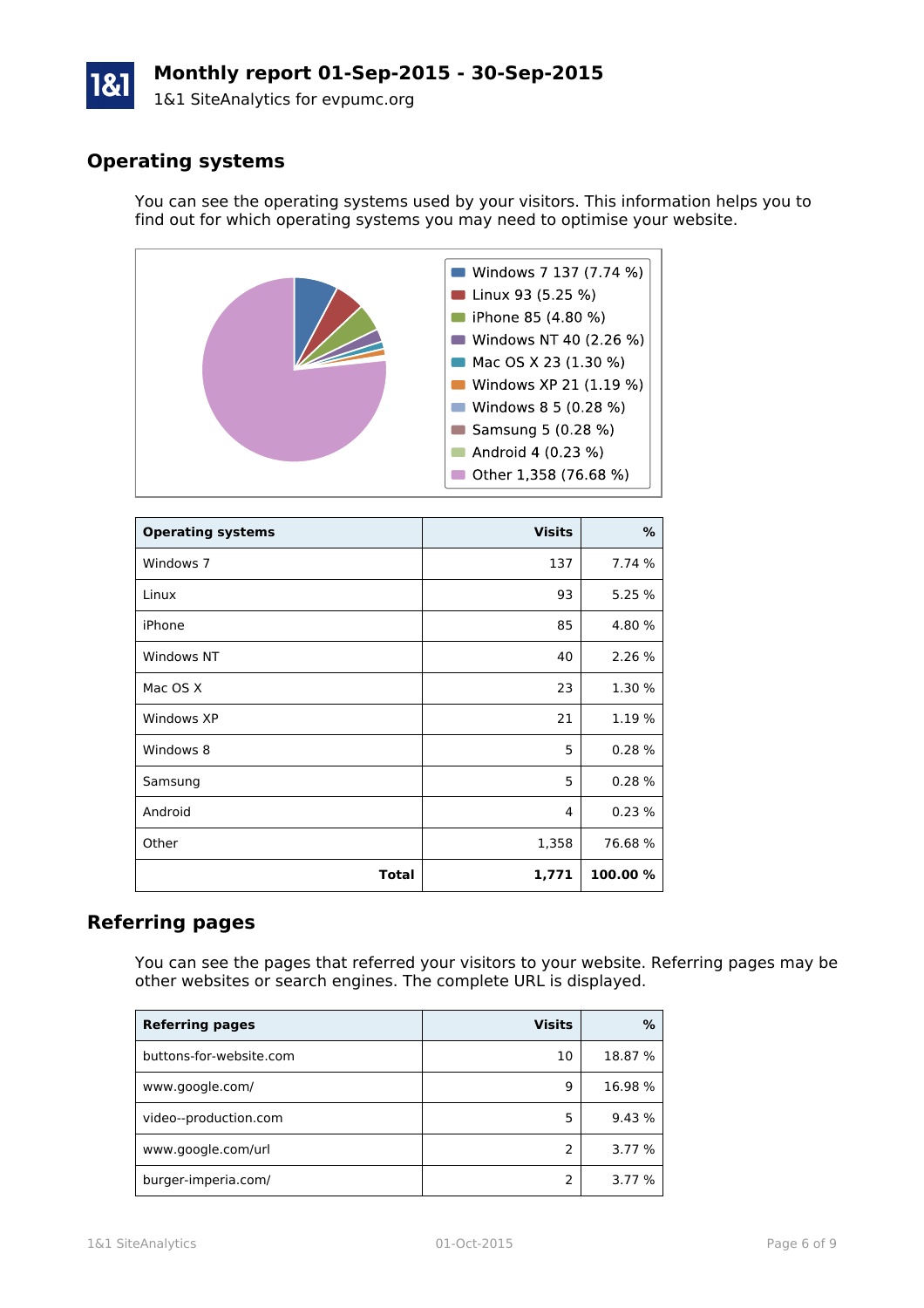# Monthly report 01-Sep-2015 - 30-Sep-2015

1&1 SiteAnalytics for evpumc.org

## Operating systems

You can see the operating systems used by your visitors. This information helps you to find out for which operating systems you may need to optimise your website.

- Windows 7 137 (7.74 %)
- Linux 93 (5.25 %)
- iPhone 85 (4.80 %)
- Windows NT 40 (2.26 %)
- Mac OS X 23 (1.30 %)
- Windows XP 21 (1.19 %)
- Windows 8 5 (0.28 %)
- Samsung 5 (0.28 %)
- Android 4 (0.23 %)
- Other 1,358 (76.68 %)

| Operating systems | Visits | % |
|---|---:|---:|
| Windows 7 | 137 | 7.74 % |
| Linux | 93 | 5.25 % |
| iPhone | 85 | 4.80 % |
| Windows NT | 40 | 2.26 % |
| Mac OS X | 23 | 1.30 % |
| Windows XP | 21 | 1.19 % |
| Windows 8 | 5 | 0.28 % |
| Samsung | 5 | 0.28 % |
| Android | 4 | 0.23 % |
| Other | 1,358 | 76.68 % |
| **Total** | **1,771** | **100.00 %** |

## Referring pages

You can see the pages that referred your visitors to your website. Referring pages may be other websites or search engines. The complete URL is displayed.

| Referring pages | Visits | % |
|---|---:|---:|
| buttons-for-website.com | 10 | 18.87 % |
| www.google.com/ | 9 | 16.98 % |
| video--production.com | 5 | 9.43 % |
| www.google.com/url | 2 | 3.77 % |
| burger-imperia.com/ | 2 | 3.77 % |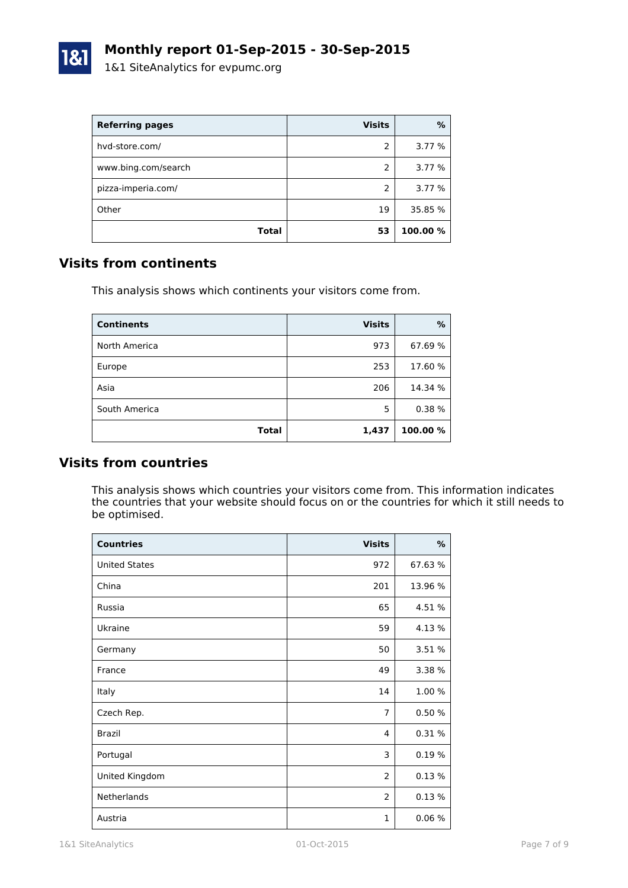| Referring pages | Visits | % |
|---|---:|---:|
| hvd-store.com/ | 2 | 3.77 % |
| www.bing.com/search | 2 | 3.77 % |
| pizza-imperia.com/ | 2 | 3.77 % |
| Other | 19 | 35.85 % |
| **Total** | **53** | **100.00 %** |

## Visits from continents

This analysis shows which continents your visitors come from.

| Continents | Visits | % |
|---|---:|---:|
| North America | 973 | 67.69 % |
| Europe | 253 | 17.60 % |
| Asia | 206 | 14.34 % |
| South America | 5 | 0.38 % |
| **Total** | **1,437** | **100.00 %** |

## Visits from countries

This analysis shows which countries your visitors come from. This information indicates the countries that your website should focus on or the countries for which it still needs to be optimised.

| Countries | Visits | % |
|---|---:|---:|
| United States | 972 | 67.63 % |
| China | 201 | 13.96 % |
| Russia | 65 | 4.51 % |
| Ukraine | 59 | 4.13 % |
| Germany | 50 | 3.51 % |
| France | 49 | 3.38 % |
| Italy | 14 | 1.00 % |
| Czech Rep. | 7 | 0.50 % |
| Brazil | 4 | 0.31 % |
| Portugal | 3 | 0.19 % |
| United Kingdom | 2 | 0.13 % |
| Netherlands | 2 | 0.13 % |
| Austria | 1 | 0.06 % |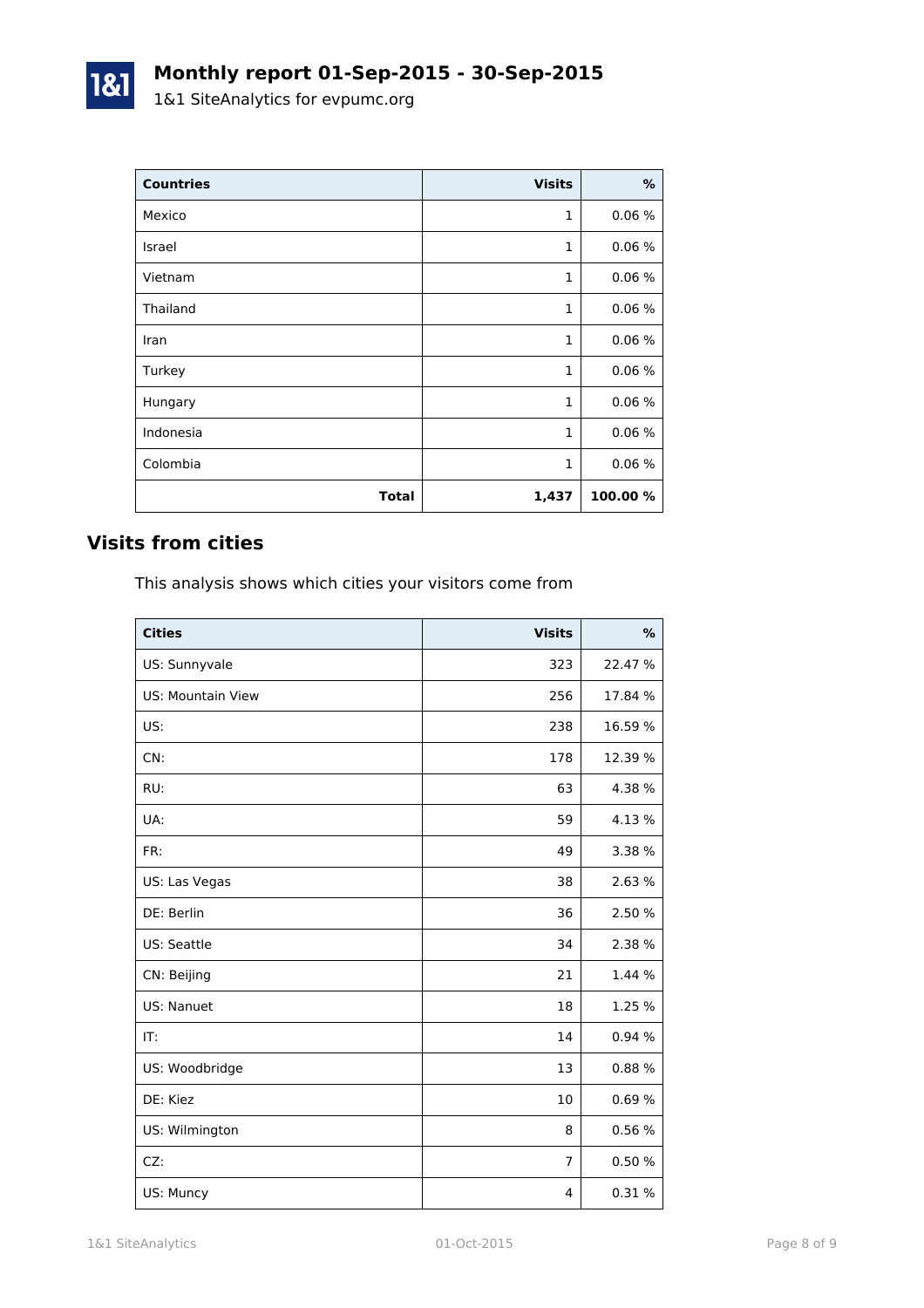| Countries | Visits | % |
|---|---|---|
| Mexico | 1 | 0.06 % |
| Israel | 1 | 0.06 % |
| Vietnam | 1 | 0.06 % |
| Thailand | 1 | 0.06 % |
| Iran | 1 | 0.06 % |
| Turkey | 1 | 0.06 % |
| Hungary | 1 | 0.06 % |
| Indonesia | 1 | 0.06 % |
| Colombia | 1 | 0.06 % |
| **Total** | **1,437** | **100.00 %** |

## Visits from cities

This analysis shows which cities your visitors come from

| Cities | Visits | % |
|---|---|---|
| US: Sunnyvale | 323 | 22.47 % |
| US: Mountain View | 256 | 17.84 % |
| US: | 238 | 16.59 % |
| CN: | 178 | 12.39 % |
| RU: | 63 | 4.38 % |
| UA: | 59 | 4.13 % |
| FR: | 49 | 3.38 % |
| US: Las Vegas | 38 | 2.63 % |
| DE: Berlin | 36 | 2.50 % |
| US: Seattle | 34 | 2.38 % |
| CN: Beijing | 21 | 1.44 % |
| US: Nanuet | 18 | 1.25 % |
| IT: | 14 | 0.94 % |
| US: Woodbridge | 13 | 0.88 % |
| DE: Kiez | 10 | 0.69 % |
| US: Wilmington | 8 | 0.56 % |
| CZ: | 7 | 0.50 % |
| US: Muncy | 4 | 0.31 % |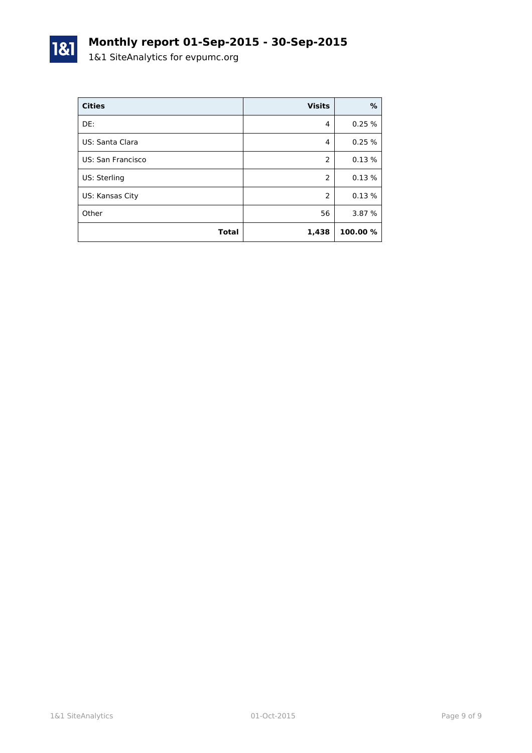# Monthly report 01-Sep-2015 - 30-Sep-2015

1&1 SiteAnalytics for evpumc.org

| Cities | Visits | % |
|---|---|---|
| DE: | 4 | 0.25 % |
| US: Santa Clara | 4 | 0.25 % |
| US: San Francisco | 2 | 0.13 % |
| US: Sterling | 2 | 0.13 % |
| US: Kansas City | 2 | 0.13 % |
| Other | 56 | 3.87 % |
| **Total** | **1,438** | **100.00 %** |